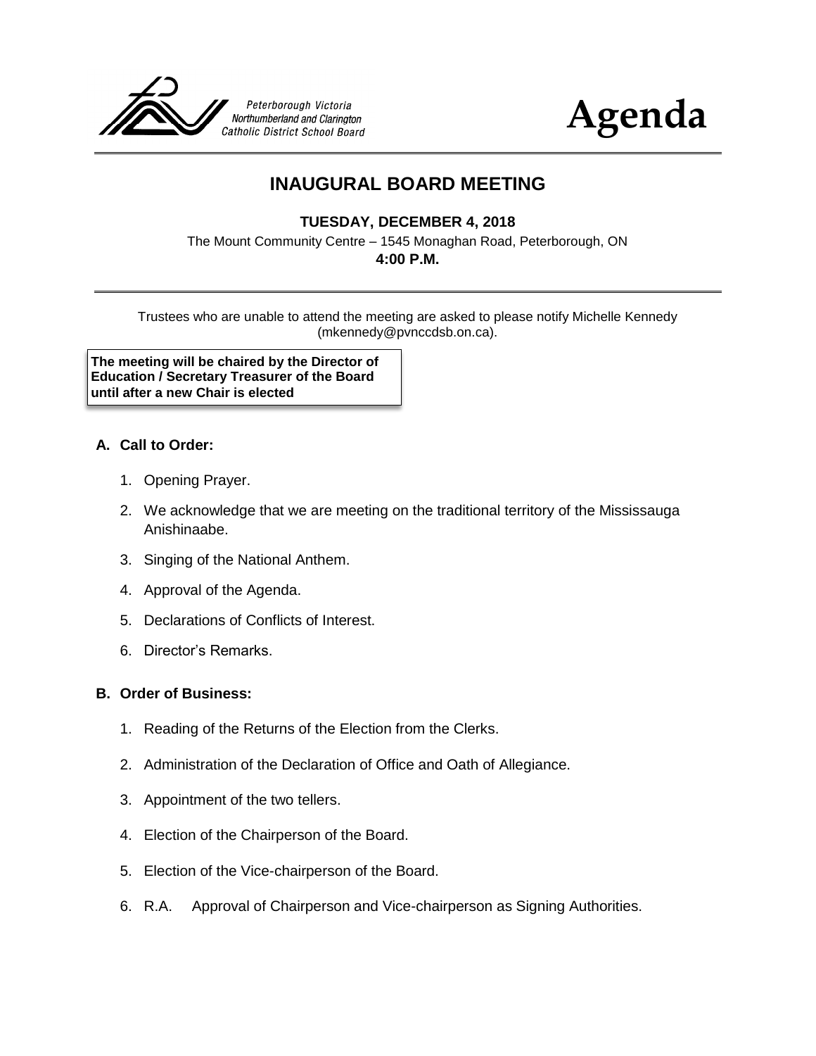Peterborough Victoria Northumberland and Clarington Catholic District School Board

# Agenda

## INAUGURAL BOARD MEETING

**TUESDAY, DECEMBER 4, 2018**

The Mount Community Centre – 1545 Monaghan Road, Peterborough, ON

**4:00 P.M.**

Trustees who are unable to attend the meeting are asked to please notify Michelle Kennedy (mkennedy@pvnccdsb.on.ca).

**The meeting will be chaired by the Director of Education / Secretary Treasurer of the Board until after a new Chair is elected**

### A. Call to Order:

1. Opening Prayer.
2. We acknowledge that we are meeting on the traditional territory of the Mississauga Anishinaabe.
3. Singing of the National Anthem.
4. Approval of the Agenda.
5. Declarations of Conflicts of Interest.
6. Director's Remarks.

### B. Order of Business:

1. Reading of the Returns of the Election from the Clerks.
2. Administration of the Declaration of Office and Oath of Allegiance.
3. Appointment of the two tellers.
4. Election of the Chairperson of the Board.
5. Election of the Vice-chairperson of the Board.
6. R.A. Approval of Chairperson and Vice-chairperson as Signing Authorities.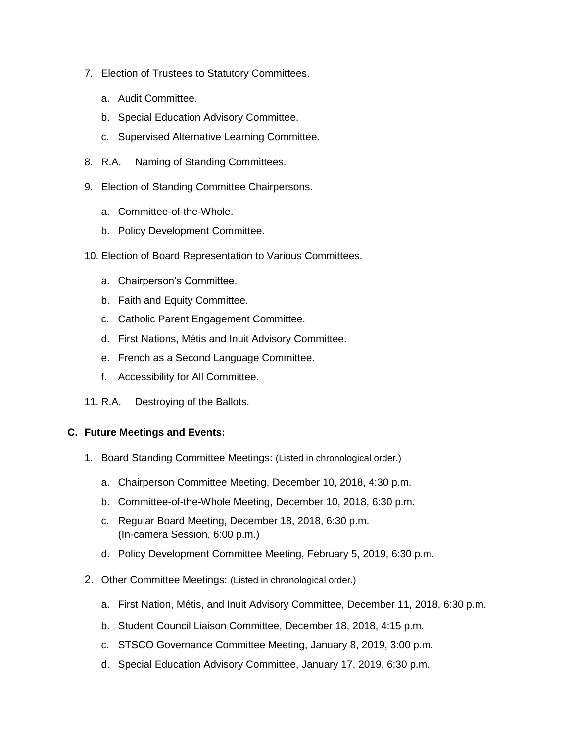7. Election of Trustees to Statutory Committees.

    a. Audit Committee.

    b. Special Education Advisory Committee.

    c. Supervised Alternative Learning Committee.

8. R.A. Naming of Standing Committees.

9. Election of Standing Committee Chairpersons.

    a. Committee-of-the-Whole.

    b. Policy Development Committee.

10. Election of Board Representation to Various Committees.

    a. Chairperson's Committee.

    b. Faith and Equity Committee.

    c. Catholic Parent Engagement Committee.

    d. First Nations, Métis and Inuit Advisory Committee.

    e. French as a Second Language Committee.

    f. Accessibility for All Committee.

11. R.A. Destroying of the Ballots.

**C. Future Meetings and Events:**

1. Board Standing Committee Meetings: (Listed in chronological order.)

    a. Chairperson Committee Meeting, December 10, 2018, 4:30 p.m.

    b. Committee-of-the-Whole Meeting, December 10, 2018, 6:30 p.m.

    c. Regular Board Meeting, December 18, 2018, 6:30 p.m.
       (In-camera Session, 6:00 p.m.)

    d. Policy Development Committee Meeting, February 5, 2019, 6:30 p.m.

2. Other Committee Meetings: (Listed in chronological order.)

    a. First Nation, Métis, and Inuit Advisory Committee, December 11, 2018, 6:30 p.m.

    b. Student Council Liaison Committee, December 18, 2018, 4:15 p.m.

    c. STSCO Governance Committee Meeting, January 8, 2019, 3:00 p.m.

    d. Special Education Advisory Committee, January 17, 2019, 6:30 p.m.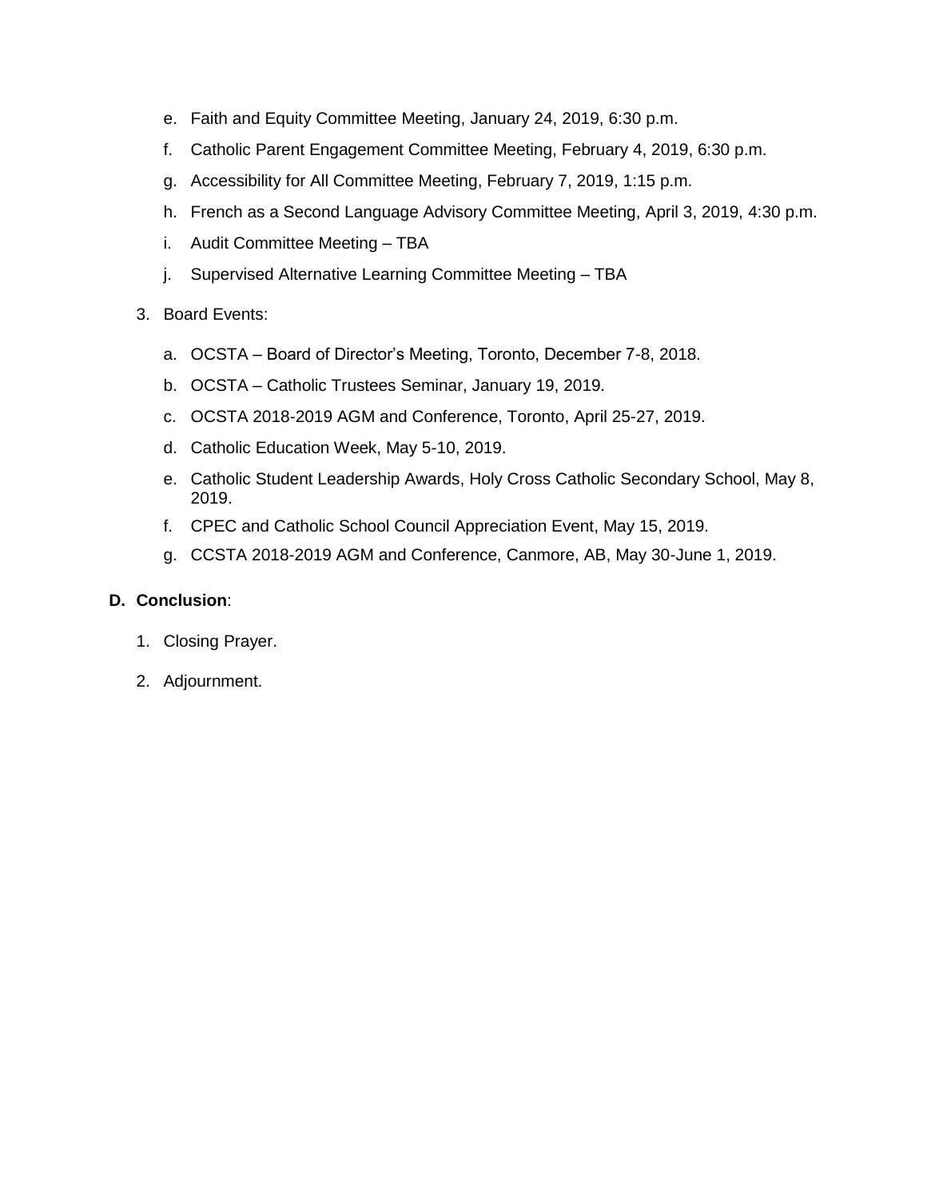e. Faith and Equity Committee Meeting, January 24, 2019, 6:30 p.m.

f. Catholic Parent Engagement Committee Meeting, February 4, 2019, 6:30 p.m.

g. Accessibility for All Committee Meeting, February 7, 2019, 1:15 p.m.

h. French as a Second Language Advisory Committee Meeting, April 3, 2019, 4:30 p.m.

i. Audit Committee Meeting – TBA

j. Supervised Alternative Learning Committee Meeting – TBA

3. Board Events:

   a. OCSTA – Board of Director's Meeting, Toronto, December 7-8, 2018.

   b. OCSTA – Catholic Trustees Seminar, January 19, 2019.

   c. OCSTA 2018-2019 AGM and Conference, Toronto, April 25-27, 2019.

   d. Catholic Education Week, May 5-10, 2019.

   e. Catholic Student Leadership Awards, Holy Cross Catholic Secondary School, May 8, 2019.

   f. CPEC and Catholic School Council Appreciation Event, May 15, 2019.

   g. CCSTA 2018-2019 AGM and Conference, Canmore, AB, May 30-June 1, 2019.

**D. Conclusion**:

1. Closing Prayer.

2. Adjournment.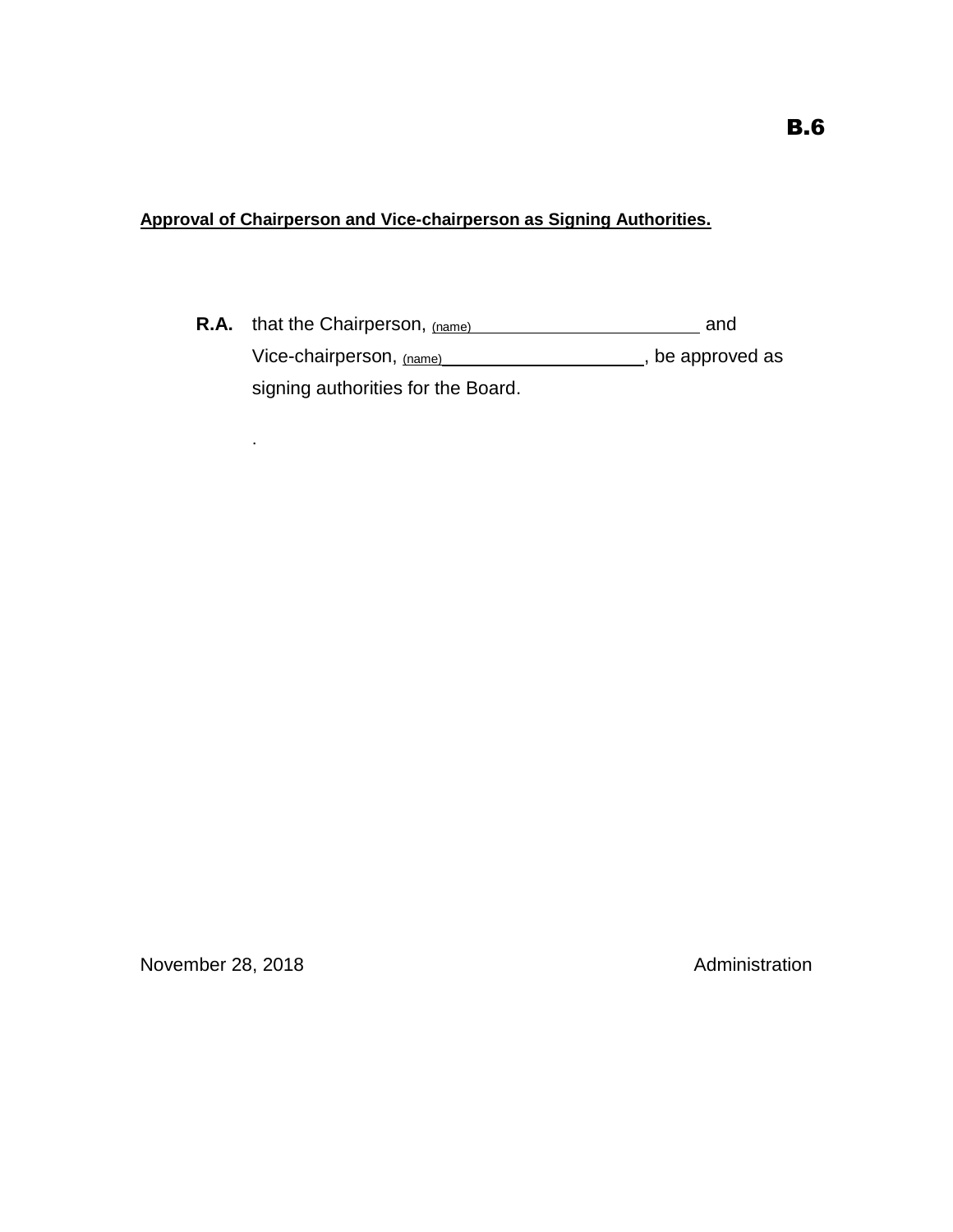**B.6**

**Approval of Chairperson and Vice-chairperson as Signing Authorities.**

**R.A.** that the Chairperson, (name)\_\_\_\_\_\_\_\_\_\_\_\_\_\_\_\_\_\_\_\_\_\_\_\_\_ and Vice-chairperson, (name)\_\_\_\_\_\_\_\_\_\_\_\_\_\_\_\_\_\_\_\_\_\_, be approved as signing authorities for the Board.

.

November 28, 2018 Administration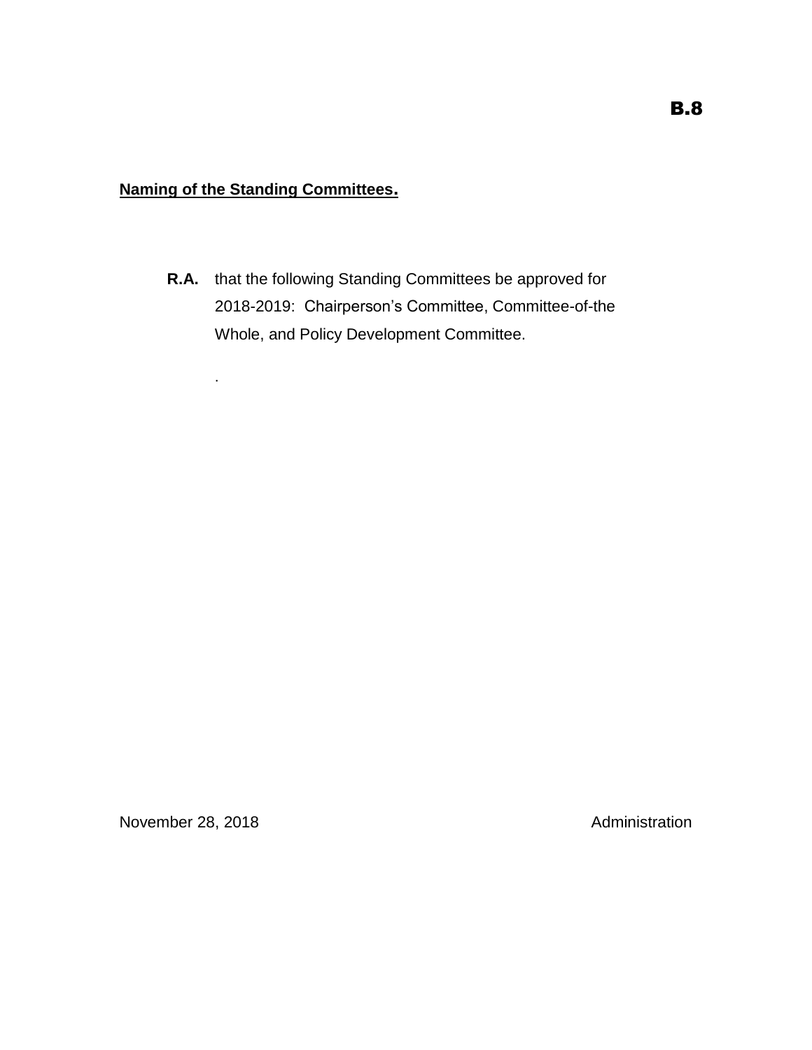**B.8**

**Naming of the Standing Committees.**

**R.A.** that the following Standing Committees be approved for 2018-2019: Chairperson's Committee, Committee-of-the Whole, and Policy Development Committee.

.

November 28, 2018 Administration